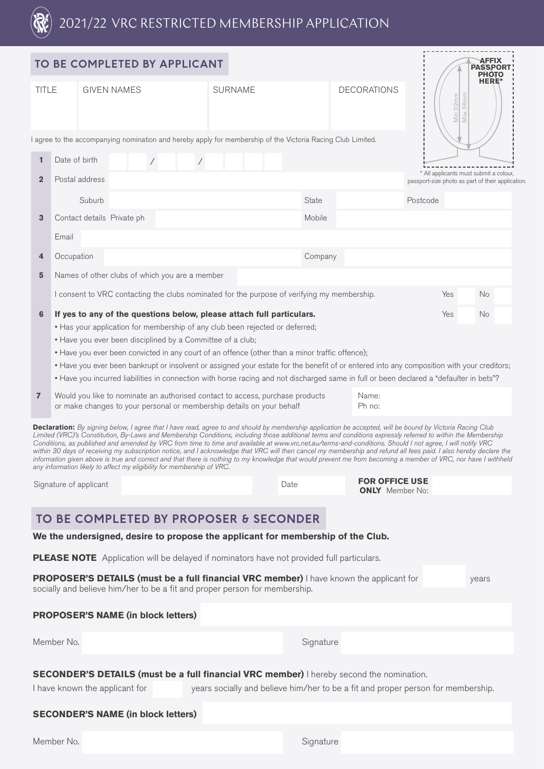# 2021/22 VRC RESTRICTED MEMBERSHIP APPLICATION

## TO BE COMPLETED BY APPLICANT

**AFFIX PASSPORT PHOTO HERE***

Min 32mm Max 36mm

\* All applicants must submit a colour, passport-size photo as part of their application.

| TITLE | GIVEN NAMES | SURNAME | DECORATIONS |
|---|---|---|---|
| | | | |

I agree to the accompanying nomination and hereby apply for membership of the Victoria Racing Club Limited.

**1** Date of birth ___ ___ / ___ ___ / ___ ___ ___ ___

**2** Postal address

Suburb | State | Postcode

**3** Contact details Private ph | Mobile

Email

**4** Occupation | Company

**5** Names of other clubs of which you are a member

I consent to VRC contacting the clubs nominated for the purpose of verifying my membership. Yes ☐ No ☐

**6** **If yes to any of the questions below, please attach full particulars.** Yes ☐ No ☐

- Has your application for membership of any club been rejected or deferred;
- Have you ever been disciplined by a Committee of a club;
- Have you ever been convicted in any court of an offence (other than a minor traffic offence);
- Have you ever been bankrupt or insolvent or assigned your estate for the benefit of or entered into any composition with your creditors;
- Have you incurred liabilities in connection with horse racing and not discharged same in full or been declared a "defaulter in bets"?

**7** Would you like to nominate an authorised contact to access, purchase products or make changes to your personal or membership details on your behalf

Name:

Ph no:

**Declaration:** *By signing below, I agree that I have read, agree to and should by membership application be accepted, will be bound by Victoria Racing Club Limited (VRC)'s Constitution, By-Laws and Membership Conditions, including those additional terms and conditions expressly referred to within the Membership Conditions, as published and amended by VRC from time to time and available at www.vrc.net.au/terms-and-conditions. Should I not agree, I will notify VRC within 30 days of receiving my subscription notice, and I acknowledge that VRC will then cancel my membership and refund all fees paid. I also hereby declare the information given above is true and correct and that there is nothing to my knowledge that would prevent me from becoming a member of VRC, nor have I withheld any information likely to affect my eligibility for membership of VRC.*

Signature of applicant | Date | **FOR OFFICE USE ONLY** Member No:

## TO BE COMPLETED BY PROPOSER & SECONDER

**We the undersigned, desire to propose the applicant for membership of the Club.**

**PLEASE NOTE** Application will be delayed if nominators have not provided full particulars.

**PROPOSER'S DETAILS (must be a full financial VRC member)** I have known the applicant for ______ years socially and believe him/her to be a fit and proper person for membership.

**PROPOSER'S NAME (in block letters)**

Member No. | Signature

**SECONDER'S DETAILS (must be a full financial VRC member)** I hereby second the nomination.

I have known the applicant for ______ years socially and believe him/her to be a fit and proper person for membership.

**SECONDER'S NAME (in block letters)**

Member No. | Signature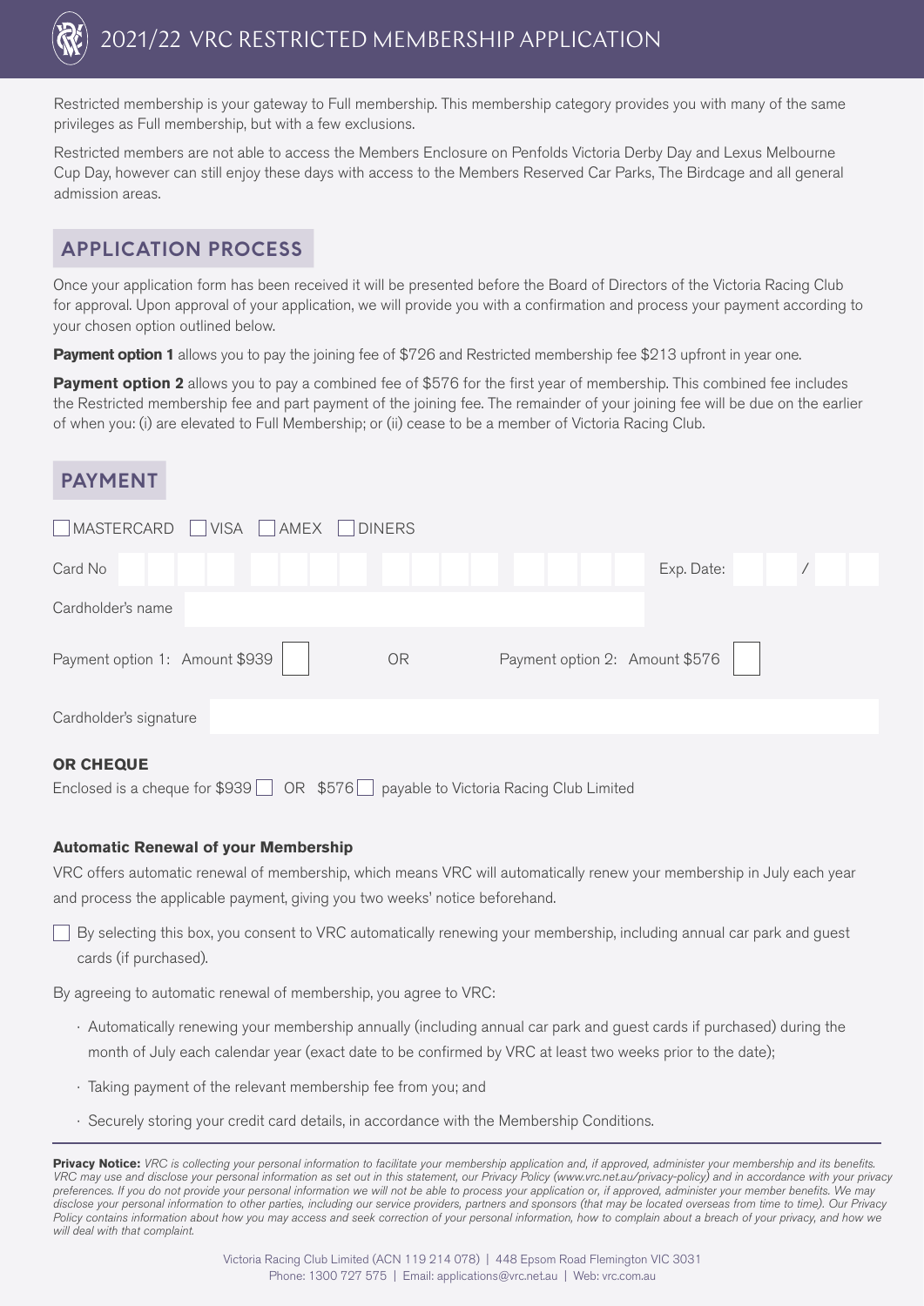# 2021/22 VRC RESTRICTED MEMBERSHIP APPLICATION

Restricted membership is your gateway to Full membership. This membership category provides you with many of the same privileges as Full membership, but with a few exclusions.

Restricted members are not able to access the Members Enclosure on Penfolds Victoria Derby Day and Lexus Melbourne Cup Day, however can still enjoy these days with access to the Members Reserved Car Parks, The Birdcage and all general admission areas.

## APPLICATION PROCESS

Once your application form has been received it will be presented before the Board of Directors of the Victoria Racing Club for approval. Upon approval of your application, we will provide you with a confirmation and process your payment according to your chosen option outlined below.

**Payment option 1** allows you to pay the joining fee of $726 and Restricted membership fee $213 upfront in year one.

**Payment option 2** allows you to pay a combined fee of $576 for the first year of membership. This combined fee includes the Restricted membership fee and part payment of the joining fee. The remainder of your joining fee will be due on the earlier of when you: (i) are elevated to Full Membership; or (ii) cease to be a member of Victoria Racing Club.

## PAYMENT

☐ MASTERCARD ☐ VISA ☐ AMEX ☐ DINERS

Card No ______________________ Exp. Date: ____ / ____

Cardholder's name ______________________

Payment option 1: Amount $939 ☐ OR Payment option 2: Amount $576 ☐

Cardholder's signature ______________________

**OR CHEQUE**

Enclosed is a cheque for $939 ☐ OR $576 ☐ payable to Victoria Racing Club Limited

**Automatic Renewal of your Membership**

VRC offers automatic renewal of membership, which means VRC will automatically renew your membership in July each year and process the applicable payment, giving you two weeks' notice beforehand.

☐ By selecting this box, you consent to VRC automatically renewing your membership, including annual car park and guest cards (if purchased).

By agreeing to automatic renewal of membership, you agree to VRC:

- Automatically renewing your membership annually (including annual car park and guest cards if purchased) during the month of July each calendar year (exact date to be confirmed by VRC at least two weeks prior to the date);
- Taking payment of the relevant membership fee from you; and
- Securely storing your credit card details, in accordance with the Membership Conditions.

**Privacy Notice:** *VRC is collecting your personal information to facilitate your membership application and, if approved, administer your membership and its benefits. VRC may use and disclose your personal information as set out in this statement, our Privacy Policy (www.vrc.net.au/privacy-policy) and in accordance with your privacy preferences. If you do not provide your personal information we will not be able to process your application or, if approved, administer your member benefits. We may disclose your personal information to other parties, including our service providers, partners and sponsors (that may be located overseas from time to time). Our Privacy Policy contains information about how you may access and seek correction of your personal information, how to complain about a breach of your privacy, and how we will deal with that complaint.*

Victoria Racing Club Limited (ACN 119 214 078) | 448 Epsom Road Flemington VIC 3031
Phone: 1300 727 575 | Email: applications@vrc.net.au | Web: vrc.com.au